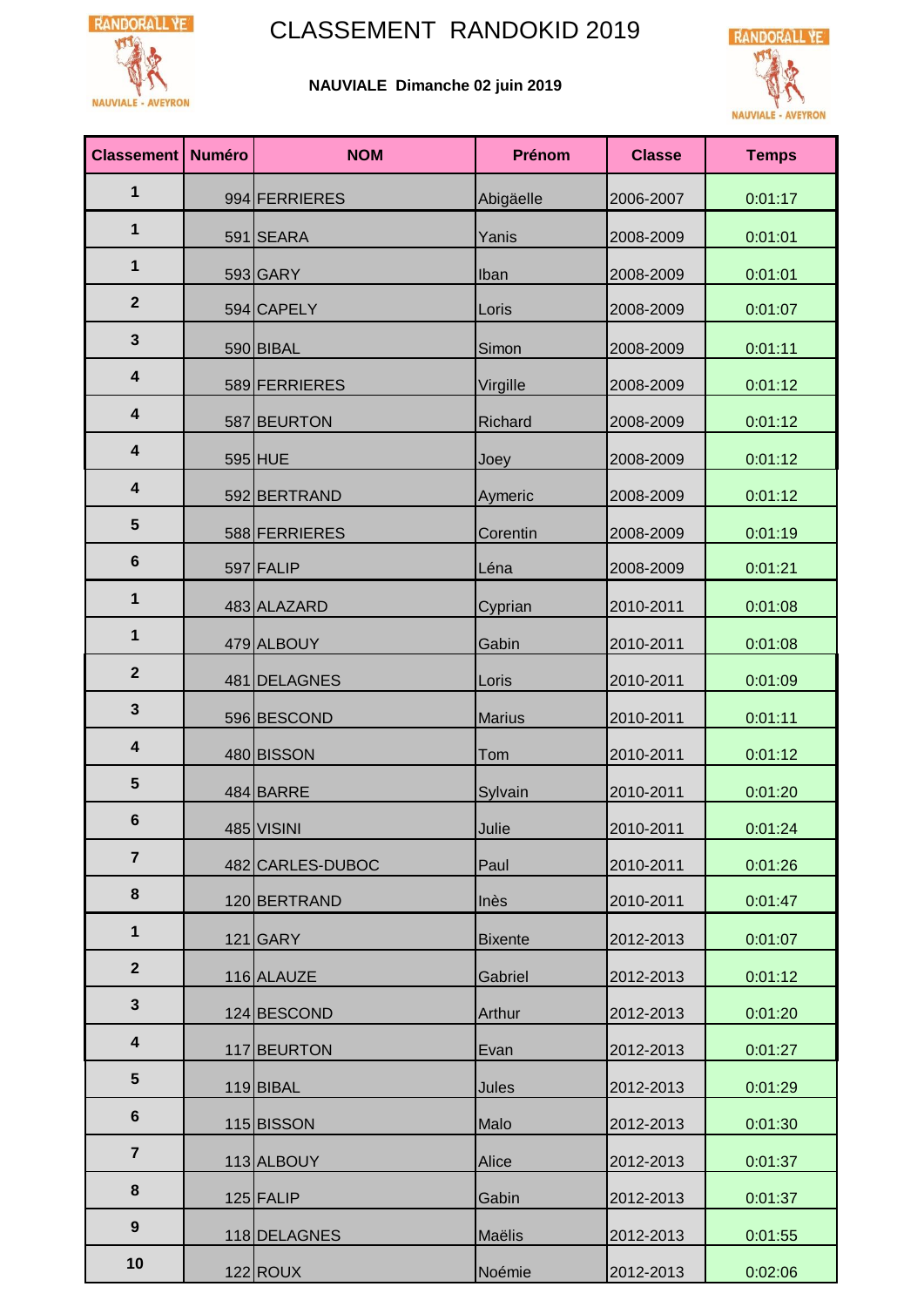# CLASSEMENT RANDOKID 2019

**NAUVIALE Dimanche 02 juin 2019**

| Classement | Numéro | NOM | Prénom | Classe | Temps |
|---|---|---|---|---|---|
| 1 | 994 | FERRIERES | Abigäelle | 2006-2007 | 0:01:17 |
| 1 | 591 | SEARA | Yanis | 2008-2009 | 0:01:01 |
| 1 | 593 | GARY | Iban | 2008-2009 | 0:01:01 |
| 2 | 594 | CAPELY | Loris | 2008-2009 | 0:01:07 |
| 3 | 590 | BIBAL | Simon | 2008-2009 | 0:01:11 |
| 4 | 589 | FERRIERES | Virgille | 2008-2009 | 0:01:12 |
| 4 | 587 | BEURTON | Richard | 2008-2009 | 0:01:12 |
| 4 | 595 | HUE | Joey | 2008-2009 | 0:01:12 |
| 4 | 592 | BERTRAND | Aymeric | 2008-2009 | 0:01:12 |
| 5 | 588 | FERRIERES | Corentin | 2008-2009 | 0:01:19 |
| 6 | 597 | FALIP | Léna | 2008-2009 | 0:01:21 |
| 1 | 483 | ALAZARD | Cyprian | 2010-2011 | 0:01:08 |
| 1 | 479 | ALBOUY | Gabin | 2010-2011 | 0:01:08 |
| 2 | 481 | DELAGNES | Loris | 2010-2011 | 0:01:09 |
| 3 | 596 | BESCOND | Marius | 2010-2011 | 0:01:11 |
| 4 | 480 | BISSON | Tom | 2010-2011 | 0:01:12 |
| 5 | 484 | BARRE | Sylvain | 2010-2011 | 0:01:20 |
| 6 | 485 | VISINI | Julie | 2010-2011 | 0:01:24 |
| 7 | 482 | CARLES-DUBOC | Paul | 2010-2011 | 0:01:26 |
| 8 | 120 | BERTRAND | Inès | 2010-2011 | 0:01:47 |
| 1 | 121 | GARY | Bixente | 2012-2013 | 0:01:07 |
| 2 | 116 | ALAUZE | Gabriel | 2012-2013 | 0:01:12 |
| 3 | 124 | BESCOND | Arthur | 2012-2013 | 0:01:20 |
| 4 | 117 | BEURTON | Evan | 2012-2013 | 0:01:27 |
| 5 | 119 | BIBAL | Jules | 2012-2013 | 0:01:29 |
| 6 | 115 | BISSON | Malo | 2012-2013 | 0:01:30 |
| 7 | 113 | ALBOUY | Alice | 2012-2013 | 0:01:37 |
| 8 | 125 | FALIP | Gabin | 2012-2013 | 0:01:37 |
| 9 | 118 | DELAGNES | Maëlis | 2012-2013 | 0:01:55 |
| 10 | 122 | ROUX | Noémie | 2012-2013 | 0:02:06 |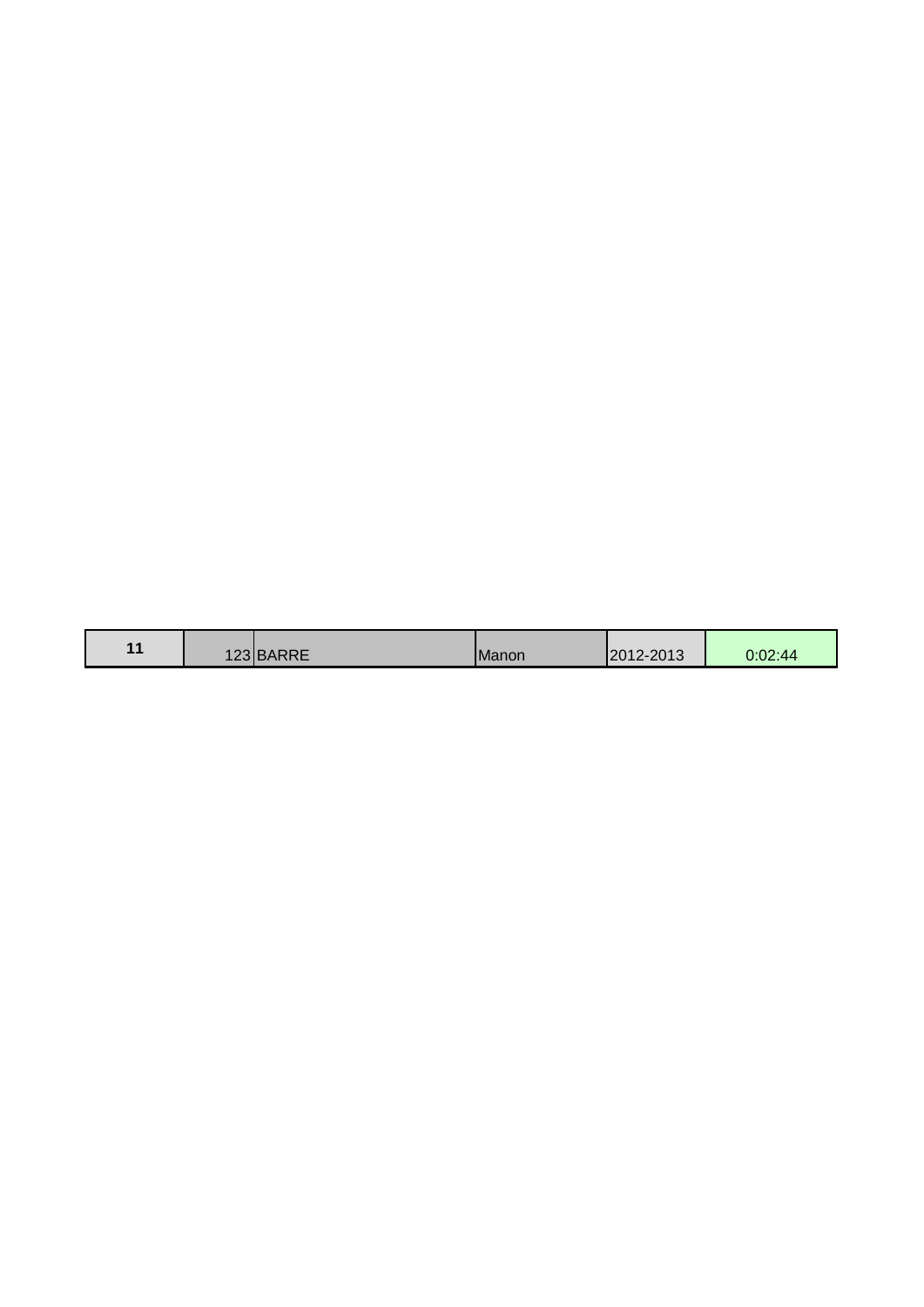| | | | | | |
|---|---|---|---|---|---|
| **11** | 123 | BARRE | Manon | 2012-2013 | 0:02:44 |